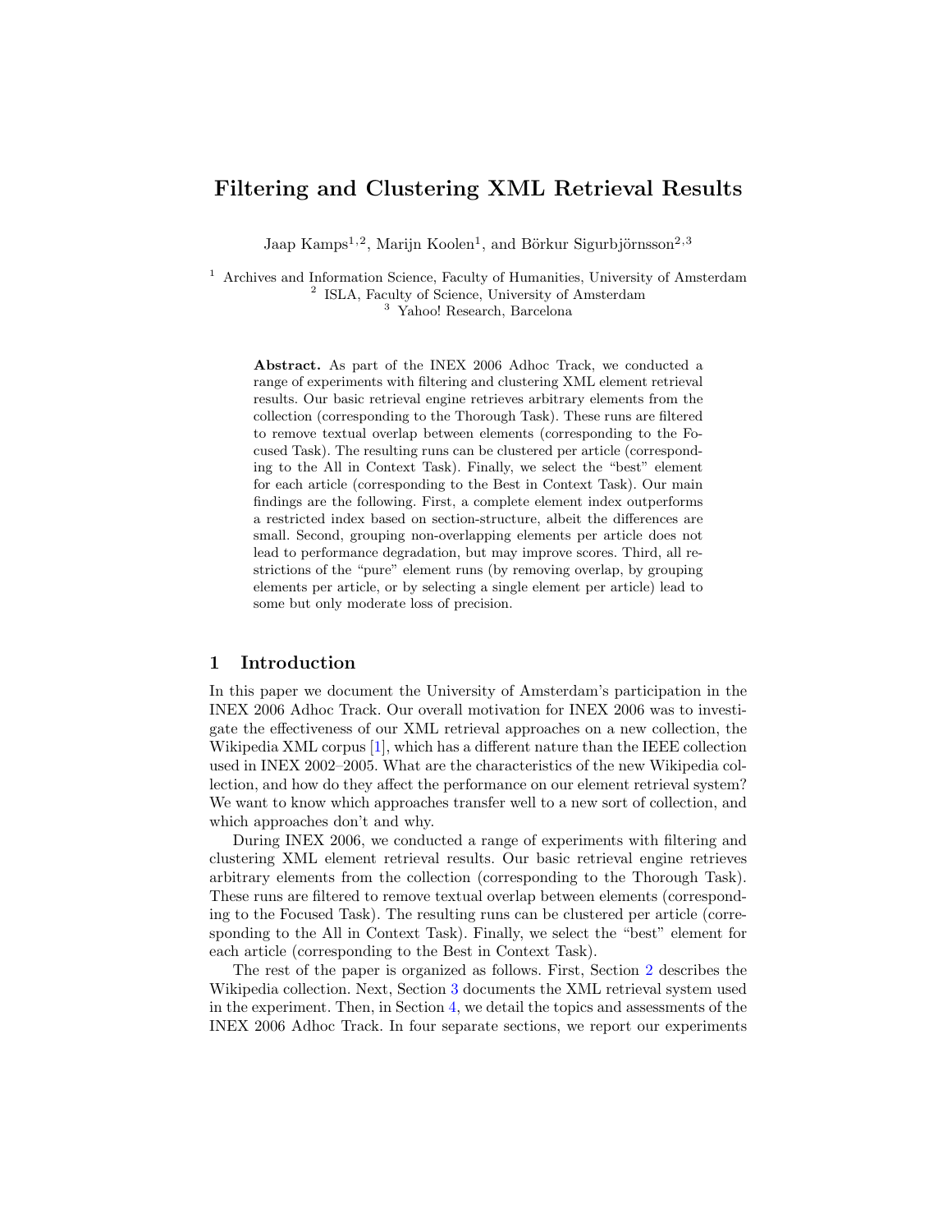# Filtering and Clustering XML Retrieval Results

Jaap Kamps[1,2], Marijn Koolen[1], and Börkur Sigurbjörnsson[2,3]

[1] Archives and Information Science, Faculty of Humanities, University of Amsterdam
[2] ISLA, Faculty of Science, University of Amsterdam
[3] Yahoo! Research, Barcelona

**Abstract.** As part of the INEX 2006 Adhoc Track, we conducted a range of experiments with filtering and clustering XML element retrieval results. Our basic retrieval engine retrieves arbitrary elements from the collection (corresponding to the Thorough Task). These runs are filtered to remove textual overlap between elements (corresponding to the Focused Task). The resulting runs can be clustered per article (corresponding to the All in Context Task). Finally, we select the "best" element for each article (corresponding to the Best in Context Task). Our main findings are the following. First, a complete element index outperforms a restricted index based on section-structure, albeit the differences are small. Second, grouping non-overlapping elements per article does not lead to performance degradation, but may improve scores. Third, all restrictions of the "pure" element runs (by removing overlap, by grouping elements per article, or by selecting a single element per article) lead to some but only moderate loss of precision.

## 1 Introduction

In this paper we document the University of Amsterdam's participation in the INEX 2006 Adhoc Track. Our overall motivation for INEX 2006 was to investigate the effectiveness of our XML retrieval approaches on a new collection, the Wikipedia XML corpus [1], which has a different nature than the IEEE collection used in INEX 2002–2005. What are the characteristics of the new Wikipedia collection, and how do they affect the performance on our element retrieval system? We want to know which approaches transfer well to a new sort of collection, and which approaches don't and why.

During INEX 2006, we conducted a range of experiments with filtering and clustering XML element retrieval results. Our basic retrieval engine retrieves arbitrary elements from the collection (corresponding to the Thorough Task). These runs are filtered to remove textual overlap between elements (corresponding to the Focused Task). The resulting runs can be clustered per article (corresponding to the All in Context Task). Finally, we select the "best" element for each article (corresponding to the Best in Context Task).

The rest of the paper is organized as follows. First, Section 2 describes the Wikipedia collection. Next, Section 3 documents the XML retrieval system used in the experiment. Then, in Section 4, we detail the topics and assessments of the INEX 2006 Adhoc Track. In four separate sections, we report our experiments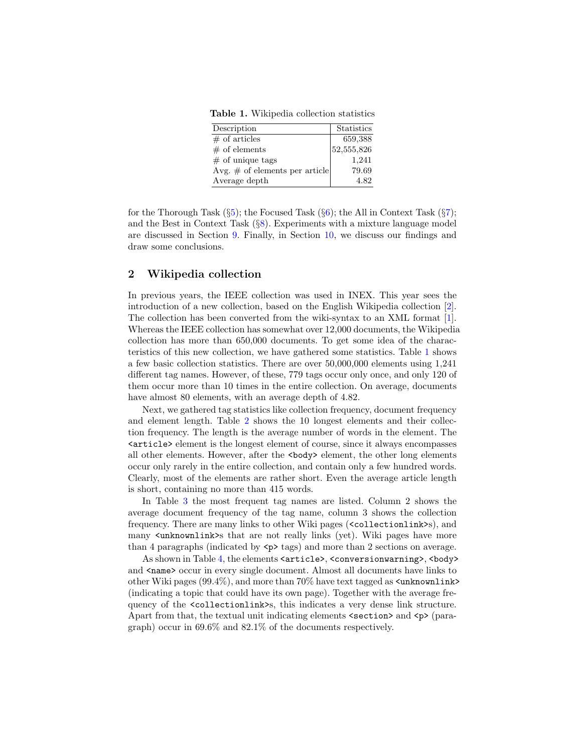**Table 1.** Wikipedia collection statistics

| Description | Statistics |
|---|---|
| # of articles | 659,388 |
| # of elements | 52,555,826 |
| # of unique tags | 1,241 |
| Avg. # of elements per article | 79.69 |
| Average depth | 4.82 |

for the Thorough Task (§5); the Focused Task (§6); the All in Context Task (§7); and the Best in Context Task (§8). Experiments with a mixture language model are discussed in Section 9. Finally, in Section 10, we discuss our findings and draw some conclusions.

## 2 Wikipedia collection

In previous years, the IEEE collection was used in INEX. This year sees the introduction of a new collection, based on the English Wikipedia collection [2]. The collection has been converted from the wiki-syntax to an XML format [1]. Whereas the IEEE collection has somewhat over 12,000 documents, the Wikipedia collection has more than 650,000 documents. To get some idea of the characteristics of this new collection, we have gathered some statistics. Table 1 shows a few basic collection statistics. There are over 50,000,000 elements using 1,241 different tag names. However, of these, 779 tags occur only once, and only 120 of them occur more than 10 times in the entire collection. On average, documents have almost 80 elements, with an average depth of 4.82.

Next, we gathered tag statistics like collection frequency, document frequency and element length. Table 2 shows the 10 longest elements and their collection frequency. The length is the average number of words in the element. The `<article>` element is the longest element of course, since it always encompasses all other elements. However, after the `<body>` element, the other long elements occur only rarely in the entire collection, and contain only a few hundred words. Clearly, most of the elements are rather short. Even the average article length is short, containing no more than 415 words.

In Table 3 the most frequent tag names are listed. Column 2 shows the average document frequency of the tag name, column 3 shows the collection frequency. There are many links to other Wiki pages (`<collectionlink>`s), and many `<unknownlink>`s that are not really links (yet). Wiki pages have more than 4 paragraphs (indicated by `<p>` tags) and more than 2 sections on average.

As shown in Table 4, the elements `<article>`, `<conversionwarning>`, `<body>` and `<name>` occur in every single document. Almost all documents have links to other Wiki pages (99.4%), and more than 70% have text tagged as `<unknownlink>` (indicating a topic that could have its own page). Together with the average frequency of the `<collectionlink>`s, this indicates a very dense link structure. Apart from that, the textual unit indicating elements `<section>` and `<p>` (paragraph) occur in 69.6% and 82.1% of the documents respectively.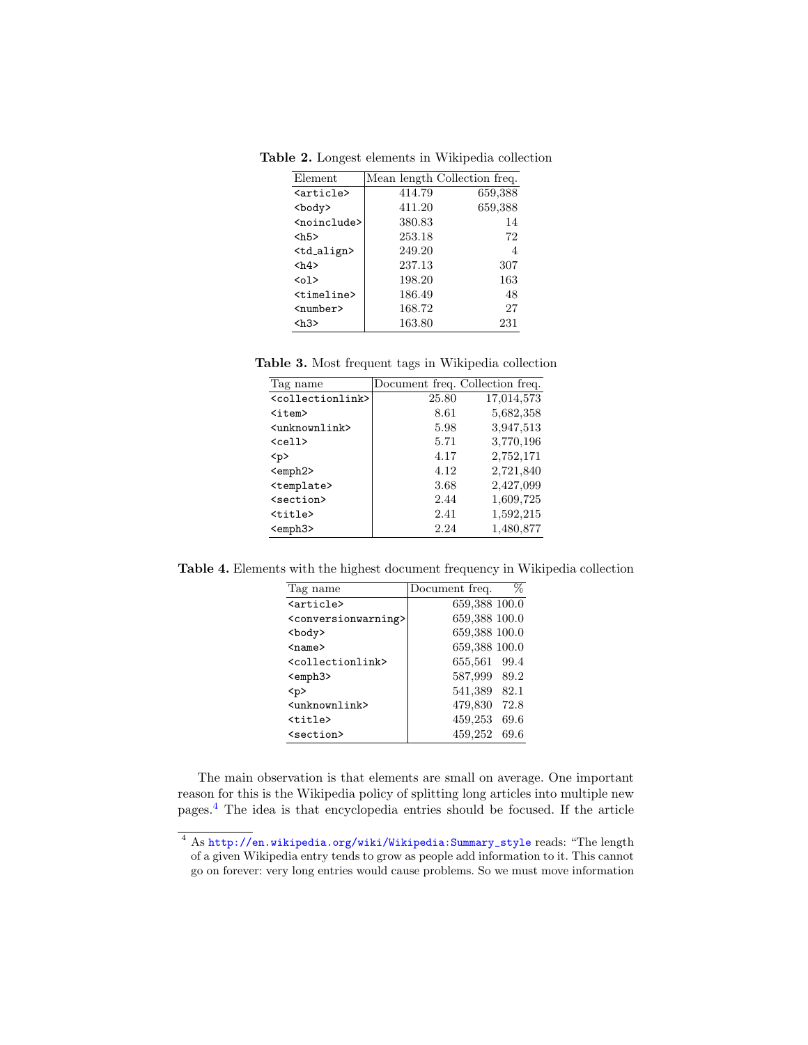**Table 2.** Longest elements in Wikipedia collection

| Element | Mean length | Collection freq. |
|---|---|---|
| `<article>` | 414.79 | 659,388 |
| `<body>` | 411.20 | 659,388 |
| `<noinclude>` | 380.83 | 14 |
| `<h5>` | 253.18 | 72 |
| `<td_align>` | 249.20 | 4 |
| `<h4>` | 237.13 | 307 |
| `<ol>` | 198.20 | 163 |
| `<timeline>` | 186.49 | 48 |
| `<number>` | 168.72 | 27 |
| `<h3>` | 163.80 | 231 |

**Table 3.** Most frequent tags in Wikipedia collection

| Tag name | Document freq. | Collection freq. |
|---|---|---|
| `<collectionlink>` | 25.80 | 17,014,573 |
| `<item>` | 8.61 | 5,682,358 |
| `<unknownlink>` | 5.98 | 3,947,513 |
| `<cell>` | 5.71 | 3,770,196 |
| `<p>` | 4.17 | 2,752,171 |
| `<emph2>` | 4.12 | 2,721,840 |
| `<template>` | 3.68 | 2,427,099 |
| `<section>` | 2.44 | 1,609,725 |
| `<title>` | 2.41 | 1,592,215 |
| `<emph3>` | 2.24 | 1,480,877 |

**Table 4.** Elements with the highest document frequency in Wikipedia collection

| Tag name | Document freq. | % |
|---|---|---|
| `<article>` | 659,388 | 100.0 |
| `<conversionwarning>` | 659,388 | 100.0 |
| `<body>` | 659,388 | 100.0 |
| `<name>` | 659,388 | 100.0 |
| `<collectionlink>` | 655,561 | 99.4 |
| `<emph3>` | 587,999 | 89.2 |
| `<p>` | 541,389 | 82.1 |
| `<unknownlink>` | 479,830 | 72.8 |
| `<title>` | 459,253 | 69.6 |
| `<section>` | 459,252 | 69.6 |

The main observation is that elements are small on average. One important reason for this is the Wikipedia policy of splitting long articles into multiple new pages.[4] The idea is that encyclopedia entries should be focused. If the article

[4] As http://en.wikipedia.org/wiki/Wikipedia:Summary_style reads: "The length of a given Wikipedia entry tends to grow as people add information to it. This cannot go on forever: very long entries would cause problems. So we must move information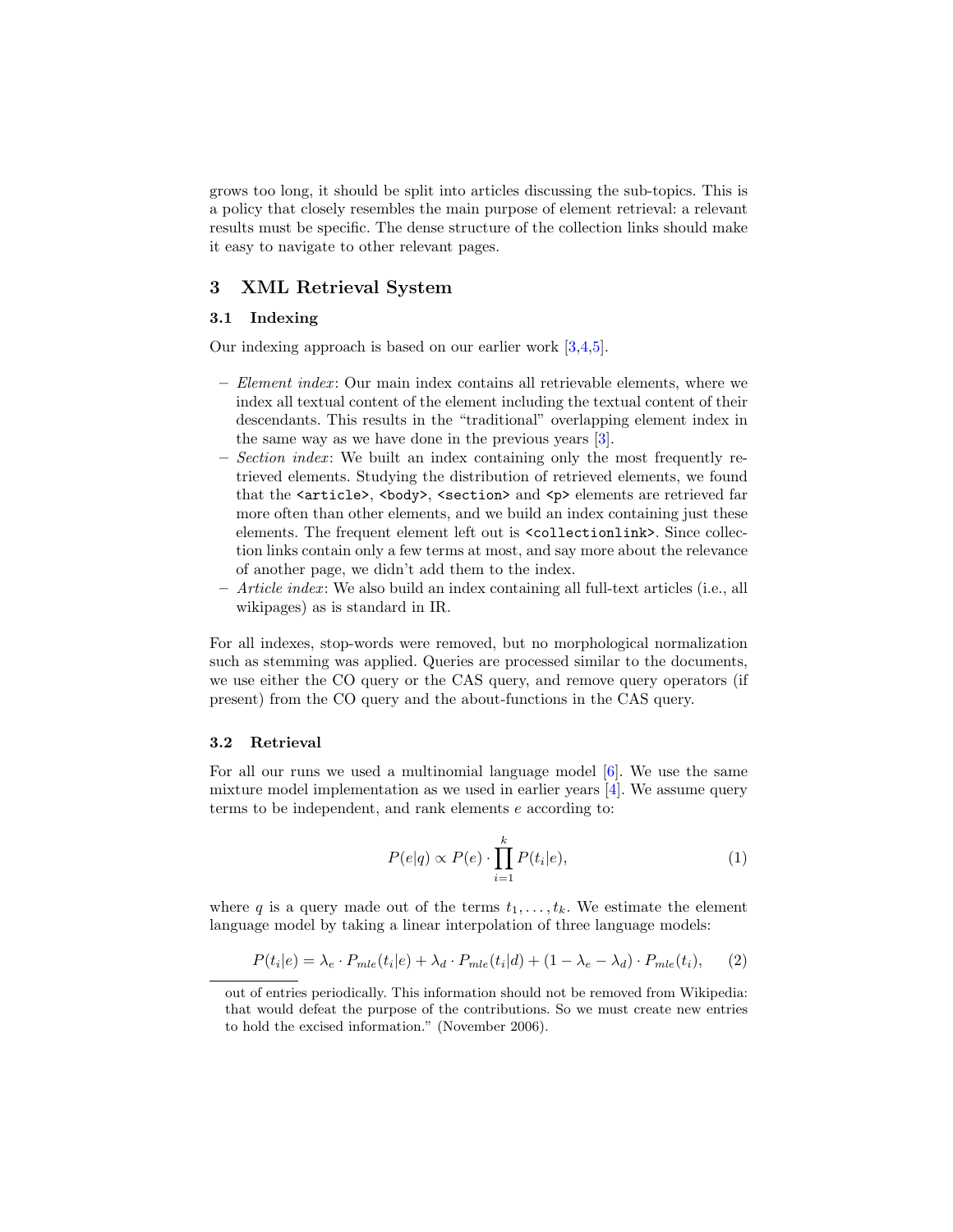grows too long, it should be split into articles discussing the sub-topics. This is a policy that closely resembles the main purpose of element retrieval: a relevant results must be specific. The dense structure of the collection links should make it easy to navigate to other relevant pages.

## 3 XML Retrieval System

### 3.1 Indexing

Our indexing approach is based on our earlier work [3,4,5].

- *Element index*: Our main index contains all retrievable elements, where we index all textual content of the element including the textual content of their descendants. This results in the "traditional" overlapping element index in the same way as we have done in the previous years [3].
- *Section index*: We built an index containing only the most frequently retrieved elements. Studying the distribution of retrieved elements, we found that the `<article>`, `<body>`, `<section>` and `<p>` elements are retrieved far more often than other elements, and we build an index containing just these elements. The frequent element left out is `<collectionlink>`. Since collection links contain only a few terms at most, and say more about the relevance of another page, we didn't add them to the index.
- *Article index*: We also build an index containing all full-text articles (i.e., all wikipages) as is standard in IR.

For all indexes, stop-words were removed, but no morphological normalization such as stemming was applied. Queries are processed similar to the documents, we use either the CO query or the CAS query, and remove query operators (if present) from the CO query and the about-functions in the CAS query.

### 3.2 Retrieval

For all our runs we used a multinomial language model [6]. We use the same mixture model implementation as we used in earlier years [4]. We assume query terms to be independent, and rank elements $e$ according to:

$$P(e|q) \propto P(e) \cdot \prod_{i=1}^{k} P(t_i|e), \tag{1}$$

where $q$ is a query made out of the terms $t_1, \ldots, t_k$. We estimate the element language model by taking a linear interpolation of three language models:

$$P(t_i|e) = \lambda_e \cdot P_{mle}(t_i|e) + \lambda_d \cdot P_{mle}(t_i|d) + (1 - \lambda_e - \lambda_d) \cdot P_{mle}(t_i), \tag{2}$$

out of entries periodically. This information should not be removed from Wikipedia: that would defeat the purpose of the contributions. So we must create new entries to hold the excised information." (November 2006).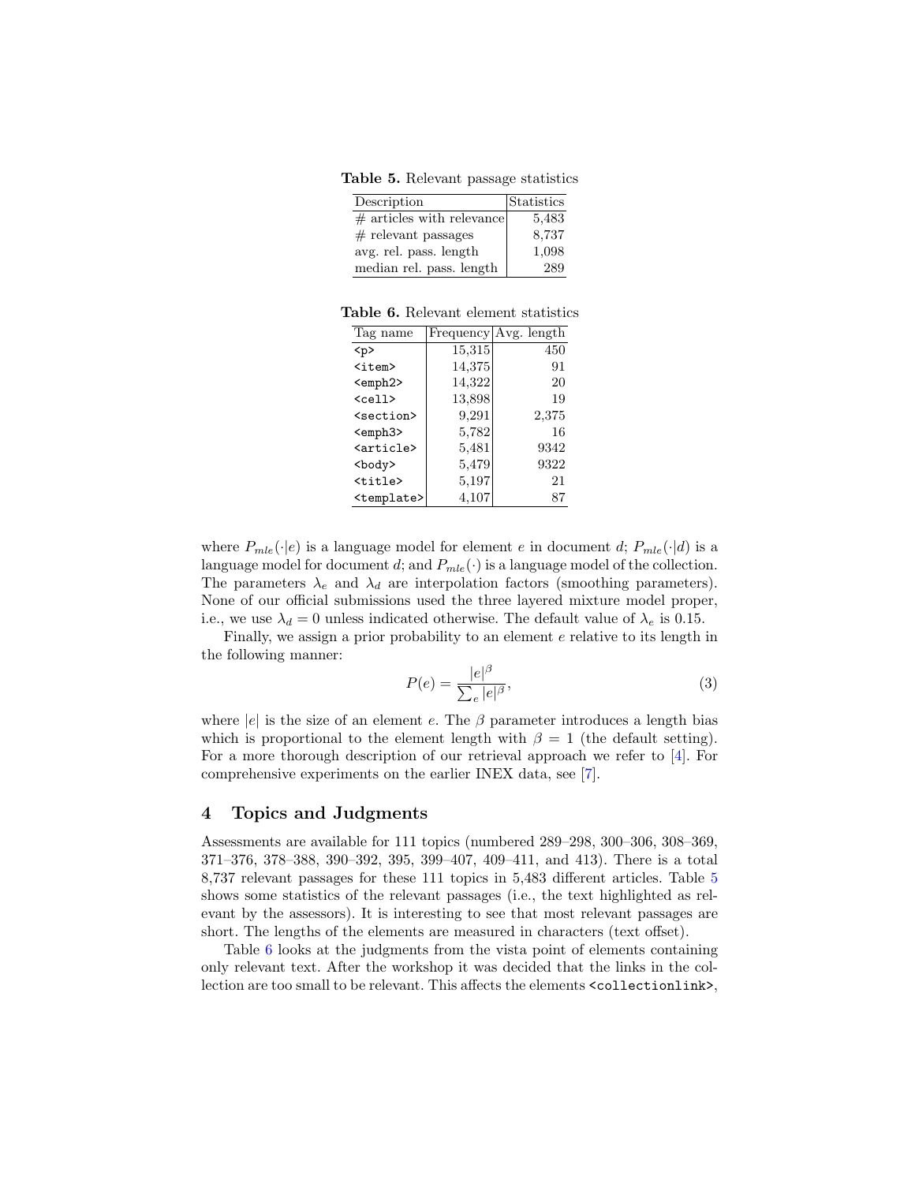**Table 5.** Relevant passage statistics

| Description | Statistics |
|---|---|
| # articles with relevance | 5,483 |
| # relevant passages | 8,737 |
| avg. rel. pass. length | 1,098 |
| median rel. pass. length | 289 |

**Table 6.** Relevant element statistics

| Tag name | Frequency | Avg. length |
|---|---|---|
| `<p>` | 15,315 | 450 |
| `<item>` | 14,375 | 91 |
| `<emph2>` | 14,322 | 20 |
| `<cell>` | 13,898 | 19 |
| `<section>` | 9,291 | 2,375 |
| `<emph3>` | 5,782 | 16 |
| `<article>` | 5,481 | 9342 |
| `<body>` | 5,479 | 9322 |
| `<title>` | 5,197 | 21 |
| `<template>` | 4,107 | 87 |

where $P_{mle}(\cdot|e)$ is a language model for element $e$ in document $d$; $P_{mle}(\cdot|d)$ is a language model for document $d$; and $P_{mle}(\cdot)$ is a language model of the collection. The parameters $\lambda_e$ and $\lambda_d$ are interpolation factors (smoothing parameters). None of our official submissions used the three layered mixture model proper, i.e., we use $\lambda_d = 0$ unless indicated otherwise. The default value of $\lambda_e$ is 0.15.

Finally, we assign a prior probability to an element $e$ relative to its length in the following manner:

$$P(e) = \frac{|e|^{\beta}}{\sum_{e} |e|^{\beta}}, \tag{3}$$

where $|e|$ is the size of an element $e$. The $\beta$ parameter introduces a length bias which is proportional to the element length with $\beta = 1$ (the default setting). For a more thorough description of our retrieval approach we refer to [4]. For comprehensive experiments on the earlier INEX data, see [7].

## 4 Topics and Judgments

Assessments are available for 111 topics (numbered 289–298, 300–306, 308–369, 371–376, 378–388, 390–392, 395, 399–407, 409–411, and 413). There is a total 8,737 relevant passages for these 111 topics in 5,483 different articles. Table 5 shows some statistics of the relevant passages (i.e., the text highlighted as relevant by the assessors). It is interesting to see that most relevant passages are short. The lengths of the elements are measured in characters (text offset).

Table 6 looks at the judgments from the vista point of elements containing only relevant text. After the workshop it was decided that the links in the collection are too small to be relevant. This affects the elements `<collectionlink>`,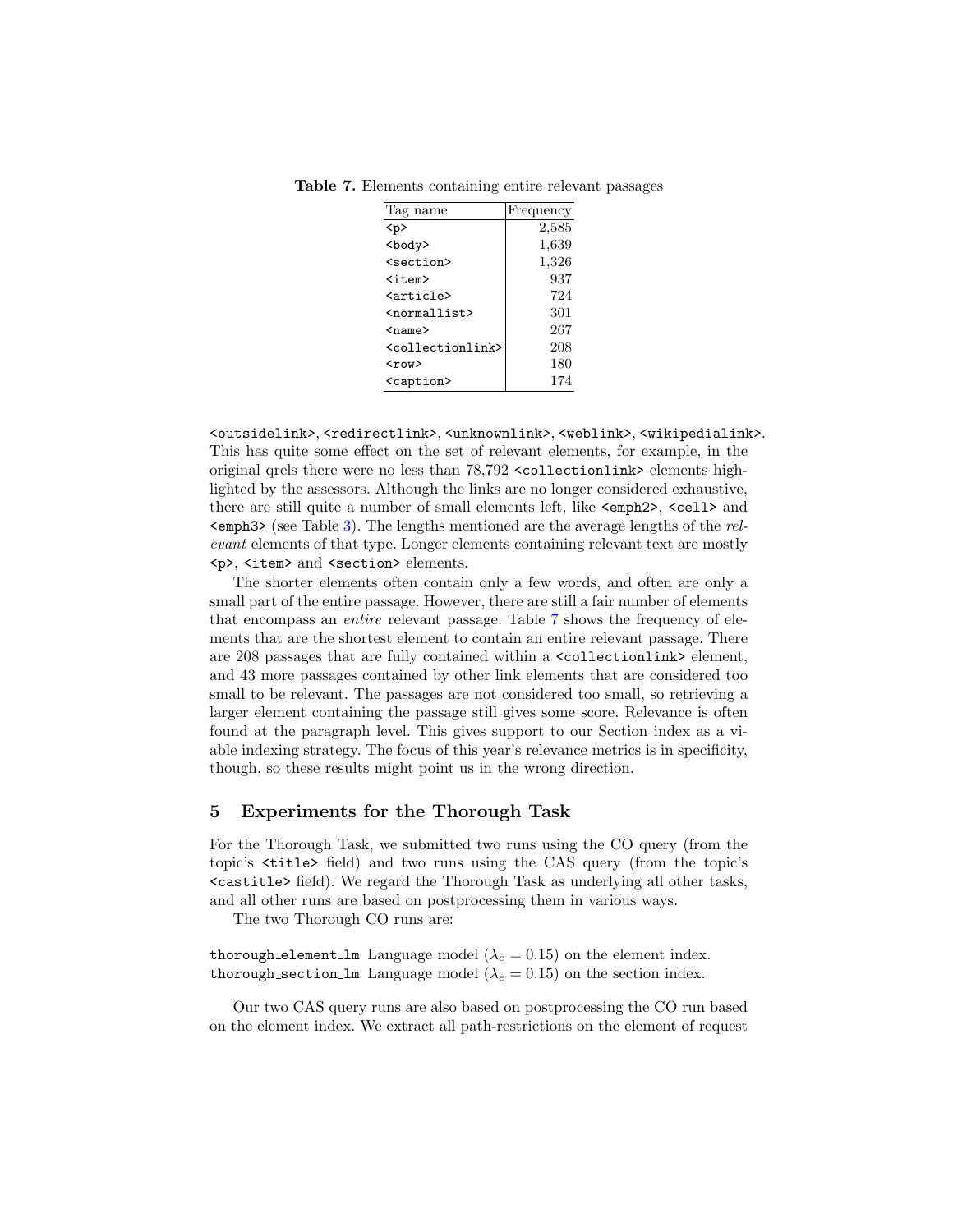**Table 7.** Elements containing entire relevant passages

| Tag name | Frequency |
|---|---|
| `<p>` | 2,585 |
| `<body>` | 1,639 |
| `<section>` | 1,326 |
| `<item>` | 937 |
| `<article>` | 724 |
| `<normallist>` | 301 |
| `<name>` | 267 |
| `<collectionlink>` | 208 |
| `<row>` | 180 |
| `<caption>` | 174 |

`<outsidelink>`, `<redirectlink>`, `<unknownlink>`, `<weblink>`, `<wikipedialink>`. This has quite some effect on the set of relevant elements, for example, in the original qrels there were no less than 78,792 `<collectionlink>` elements highlighted by the assessors. Although the links are no longer considered exhaustive, there are still quite a number of small elements left, like `<emph2>`, `<cell>` and `<emph3>` (see Table 3). The lengths mentioned are the average lengths of the *relevant* elements of that type. Longer elements containing relevant text are mostly `<p>`, `<item>` and `<section>` elements.

The shorter elements often contain only a few words, and often are only a small part of the entire passage. However, there are still a fair number of elements that encompass an *entire* relevant passage. Table 7 shows the frequency of elements that are the shortest element to contain an entire relevant passage. There are 208 passages that are fully contained within a `<collectionlink>` element, and 43 more passages contained by other link elements that are considered too small to be relevant. The passages are not considered too small, so retrieving a larger element containing the passage still gives some score. Relevance is often found at the paragraph level. This gives support to our Section index as a viable indexing strategy. The focus of this year's relevance metrics is in specificity, though, so these results might point us in the wrong direction.

## 5 Experiments for the Thorough Task

For the Thorough Task, we submitted two runs using the CO query (from the topic's `<title>` field) and two runs using the CAS query (from the topic's `<castitle>` field). We regard the Thorough Task as underlying all other tasks, and all other runs are based on postprocessing them in various ways.

The two Thorough CO runs are:

`thorough_element_lm` Language model ($\lambda_e = 0.15$) on the element index.
`thorough_section_lm` Language model ($\lambda_e = 0.15$) on the section index.

Our two CAS query runs are also based on postprocessing the CO run based on the element index. We extract all path-restrictions on the element of request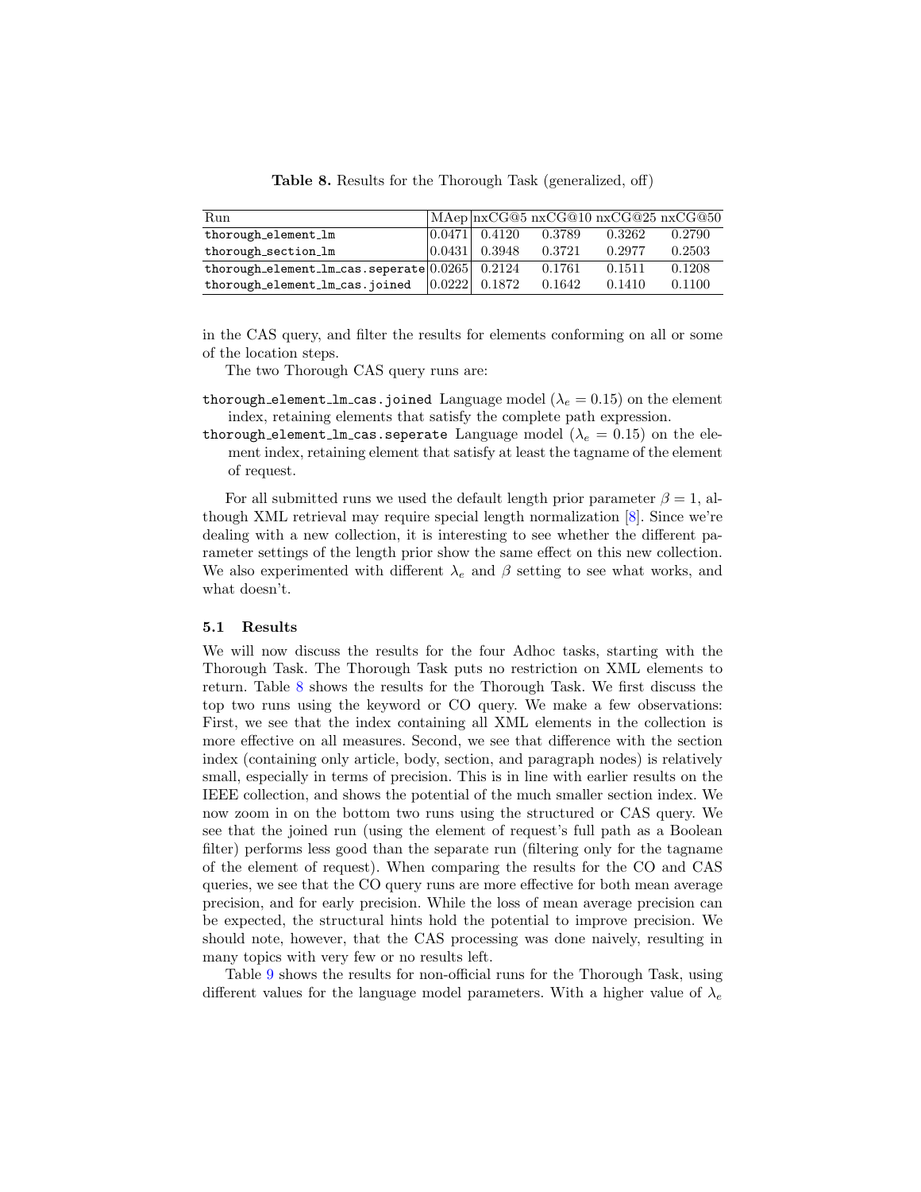**Table 8.** Results for the Thorough Task (generalized, off)

| Run | MAep | nxCG@5 | nxCG@10 | nxCG@25 | nxCG@50 |
|---|---|---|---|---|---|
| thorough_element_lm | 0.0471 | 0.4120 | 0.3789 | 0.3262 | 0.2790 |
| thorough_section_lm | 0.0431 | 0.3948 | 0.3721 | 0.2977 | 0.2503 |
| thorough_element_lm_cas.seperate | 0.0265 | 0.2124 | 0.1761 | 0.1511 | 0.1208 |
| thorough_element_lm_cas.joined | 0.0222 | 0.1872 | 0.1642 | 0.1410 | 0.1100 |

in the CAS query, and filter the results for elements conforming on all or some of the location steps.

The two Thorough CAS query runs are:

`thorough_element_lm_cas.joined` Language model ($\lambda_e = 0.15$) on the element index, retaining elements that satisfy the complete path expression.

`thorough_element_lm_cas.seperate` Language model ($\lambda_e = 0.15$) on the element index, retaining element that satisfy at least the tagname of the element of request.

For all submitted runs we used the default length prior parameter $\beta = 1$, although XML retrieval may require special length normalization [8]. Since we're dealing with a new collection, it is interesting to see whether the different parameter settings of the length prior show the same effect on this new collection. We also experimented with different $\lambda_e$ and $\beta$ setting to see what works, and what doesn't.

### 5.1 Results

We will now discuss the results for the four Adhoc tasks, starting with the Thorough Task. The Thorough Task puts no restriction on XML elements to return. Table 8 shows the results for the Thorough Task. We first discuss the top two runs using the keyword or CO query. We make a few observations: First, we see that the index containing all XML elements in the collection is more effective on all measures. Second, we see that difference with the section index (containing only article, body, section, and paragraph nodes) is relatively small, especially in terms of precision. This is in line with earlier results on the IEEE collection, and shows the potential of the much smaller section index. We now zoom in on the bottom two runs using the structured or CAS query. We see that the joined run (using the element of request's full path as a Boolean filter) performs less good than the separate run (filtering only for the tagname of the element of request). When comparing the results for the CO and CAS queries, we see that the CO query runs are more effective for both mean average precision, and for early precision. While the loss of mean average precision can be expected, the structural hints hold the potential to improve precision. We should note, however, that the CAS processing was done naively, resulting in many topics with very few or no results left.

Table 9 shows the results for non-official runs for the Thorough Task, using different values for the language model parameters. With a higher value of $\lambda_e$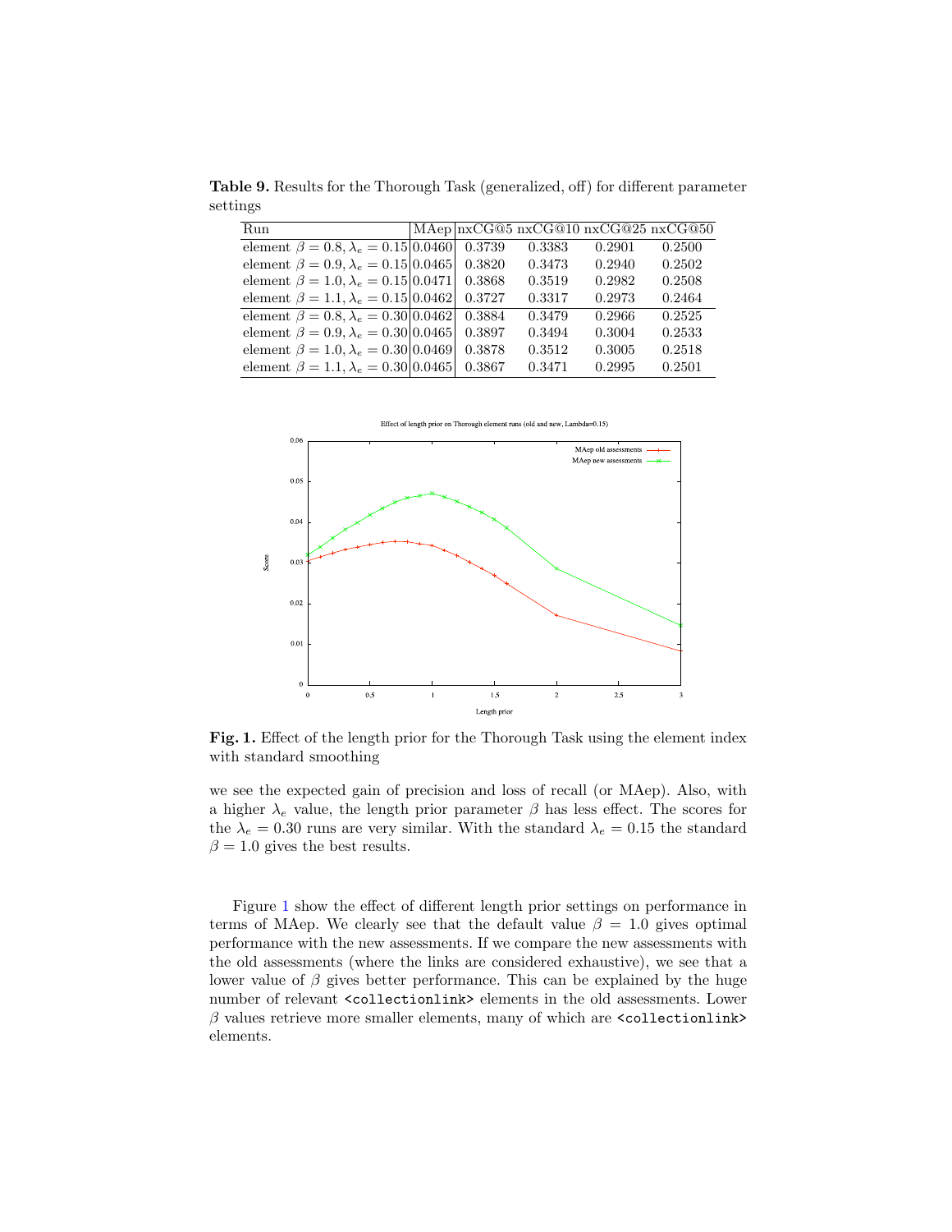**Table 9.** Results for the Thorough Task (generalized, off) for different parameter settings

| Run | MAep | nxCG@5 | nxCG@10 | nxCG@25 | nxCG@50 |
|---|---|---|---|---|---|
| element $\beta = 0.8, \lambda_e = 0.15$ | 0.0460 | 0.3739 | 0.3383 | 0.2901 | 0.2500 |
| element $\beta = 0.9, \lambda_e = 0.15$ | 0.0465 | 0.3820 | 0.3473 | 0.2940 | 0.2502 |
| element $\beta = 1.0, \lambda_e = 0.15$ | 0.0471 | 0.3868 | 0.3519 | 0.2982 | 0.2508 |
| element $\beta = 1.1, \lambda_e = 0.15$ | 0.0462 | 0.3727 | 0.3317 | 0.2973 | 0.2464 |
| element $\beta = 0.8, \lambda_e = 0.30$ | 0.0462 | 0.3884 | 0.3479 | 0.2966 | 0.2525 |
| element $\beta = 0.9, \lambda_e = 0.30$ | 0.0465 | 0.3897 | 0.3494 | 0.3004 | 0.2533 |
| element $\beta = 1.0, \lambda_e = 0.30$ | 0.0469 | 0.3878 | 0.3512 | 0.3005 | 0.2518 |
| element $\beta = 1.1, \lambda_e = 0.30$ | 0.0465 | 0.3867 | 0.3471 | 0.2995 | 0.2501 |

**Fig. 1.** Effect of the length prior for the Thorough Task using the element index with standard smoothing

we see the expected gain of precision and loss of recall (or MAep). Also, with a higher $\lambda_e$ value, the length prior parameter $\beta$ has less effect. The scores for the $\lambda_e = 0.30$ runs are very similar. With the standard $\lambda_e = 0.15$ the standard $\beta = 1.0$ gives the best results.

Figure 1 show the effect of different length prior settings on performance in terms of MAep. We clearly see that the default value $\beta = 1.0$ gives optimal performance with the new assessments. If we compare the new assessments with the old assessments (where the links are considered exhaustive), we see that a lower value of $\beta$ gives better performance. This can be explained by the huge number of relevant `<collectionlink>` elements in the old assessments. Lower $\beta$ values retrieve more smaller elements, many of which are `<collectionlink>` elements.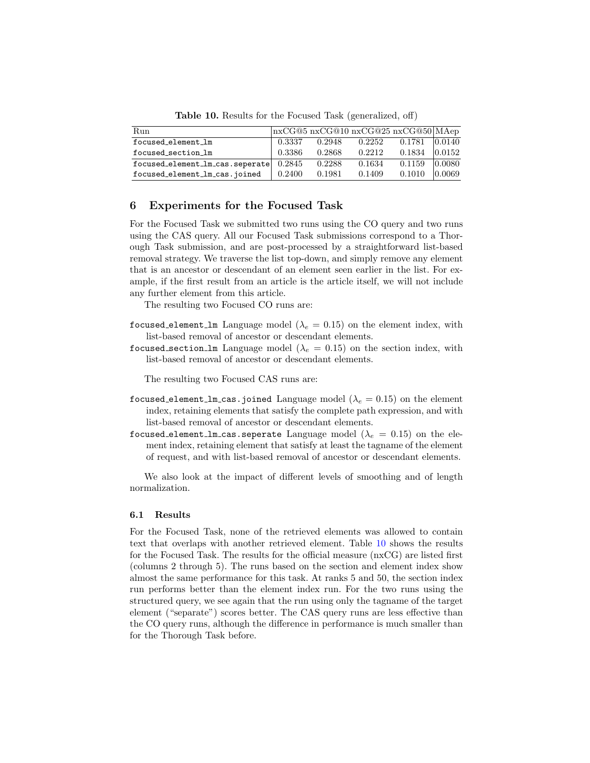**Table 10.** Results for the Focused Task (generalized, off)

| Run | nxCG@5 | nxCG@10 | nxCG@25 | nxCG@50 | MAep |
|---|---|---|---|---|---|
| focused_element_lm | 0.3337 | 0.2948 | 0.2252 | 0.1781 | 0.0140 |
| focused_section_lm | 0.3386 | 0.2868 | 0.2212 | 0.1834 | 0.0152 |
| focused_element_lm_cas.seperate | 0.2845 | 0.2288 | 0.1634 | 0.1159 | 0.0080 |
| focused_element_lm_cas.joined | 0.2400 | 0.1981 | 0.1409 | 0.1010 | 0.0069 |

## 6 Experiments for the Focused Task

For the Focused Task we submitted two runs using the CO query and two runs using the CAS query. All our Focused Task submissions correspond to a Thorough Task submission, and are post-processed by a straightforward list-based removal strategy. We traverse the list top-down, and simply remove any element that is an ancestor or descendant of an element seen earlier in the list. For example, if the first result from an article is the article itself, we will not include any further element from this article.

The resulting two Focused CO runs are:

- `focused_element_lm` Language model ($\lambda_e = 0.15$) on the element index, with list-based removal of ancestor or descendant elements.
- `focused_section_lm` Language model ($\lambda_e = 0.15$) on the section index, with list-based removal of ancestor or descendant elements.

The resulting two Focused CAS runs are:

- `focused_element_lm_cas.joined` Language model ($\lambda_e = 0.15$) on the element index, retaining elements that satisfy the complete path expression, and with list-based removal of ancestor or descendant elements.
- `focused_element_lm_cas.seperate` Language model ($\lambda_e = 0.15$) on the element index, retaining element that satisfy at least the tagname of the element of request, and with list-based removal of ancestor or descendant elements.

We also look at the impact of different levels of smoothing and of length normalization.

### 6.1 Results

For the Focused Task, none of the retrieved elements was allowed to contain text that overlaps with another retrieved element. Table 10 shows the results for the Focused Task. The results for the official measure (nxCG) are listed first (columns 2 through 5). The runs based on the section and element index show almost the same performance for this task. At ranks 5 and 50, the section index run performs better than the element index run. For the two runs using the structured query, we see again that the run using only the tagname of the target element ("separate") scores better. The CAS query runs are less effective than the CO query runs, although the difference in performance is much smaller than for the Thorough Task before.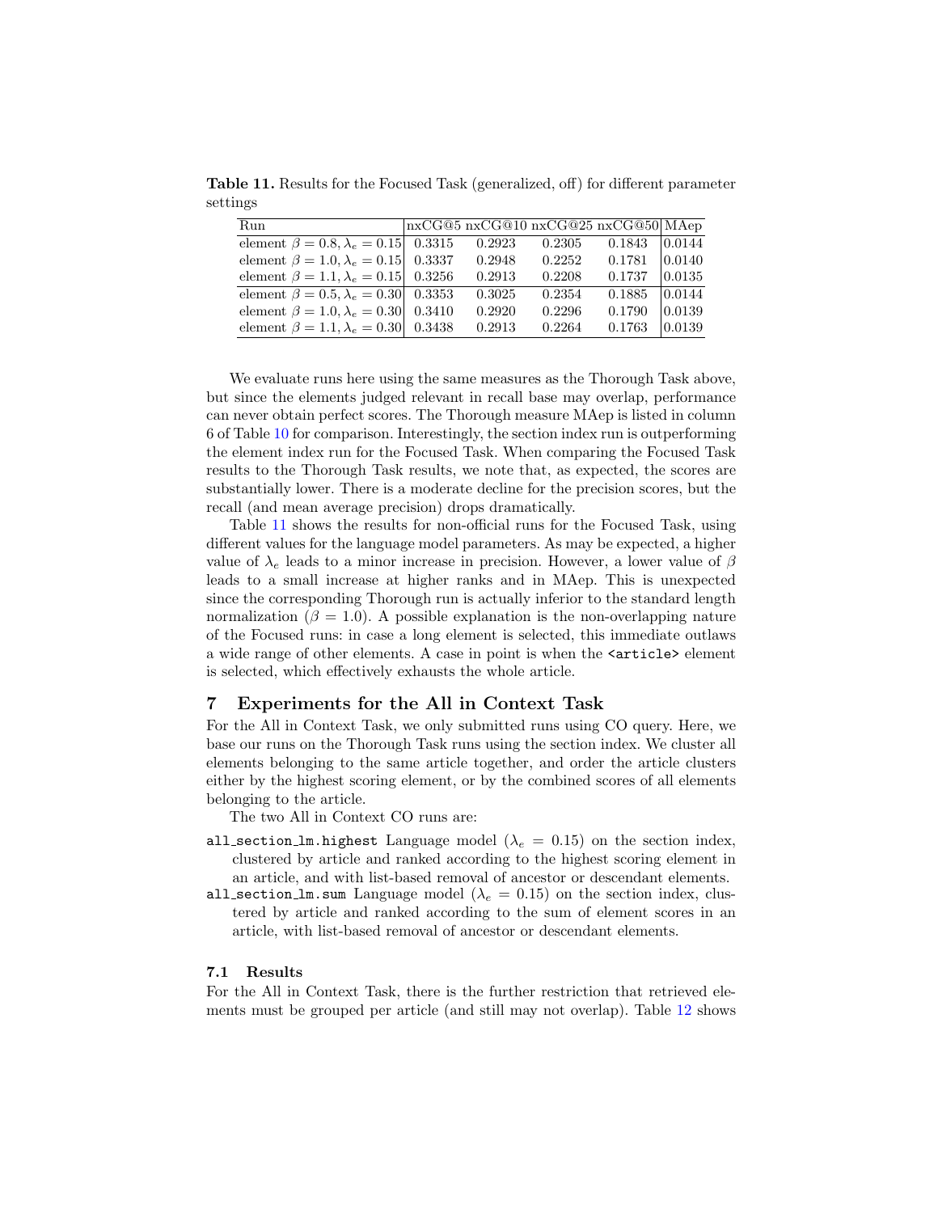**Table 11.** Results for the Focused Task (generalized, off) for different parameter settings

| Run | nxCG@5 | nxCG@10 | nxCG@25 | nxCG@50 | MAep |
|---|---|---|---|---|---|
| element $\beta = 0.8, \lambda_e = 0.15$ | 0.3315 | 0.2923 | 0.2305 | 0.1843 | 0.0144 |
| element $\beta = 1.0, \lambda_e = 0.15$ | 0.3337 | 0.2948 | 0.2252 | 0.1781 | 0.0140 |
| element $\beta = 1.1, \lambda_e = 0.15$ | 0.3256 | 0.2913 | 0.2208 | 0.1737 | 0.0135 |
| element $\beta = 0.5, \lambda_e = 0.30$ | 0.3353 | 0.3025 | 0.2354 | 0.1885 | 0.0144 |
| element $\beta = 1.0, \lambda_e = 0.30$ | 0.3410 | 0.2920 | 0.2296 | 0.1790 | 0.0139 |
| element $\beta = 1.1, \lambda_e = 0.30$ | 0.3438 | 0.2913 | 0.2264 | 0.1763 | 0.0139 |

We evaluate runs here using the same measures as the Thorough Task above, but since the elements judged relevant in recall base may overlap, performance can never obtain perfect scores. The Thorough measure MAep is listed in column 6 of Table 10 for comparison. Interestingly, the section index run is outperforming the element index run for the Focused Task. When comparing the Focused Task results to the Thorough Task results, we note that, as expected, the scores are substantially lower. There is a moderate decline for the precision scores, but the recall (and mean average precision) drops dramatically.

Table 11 shows the results for non-official runs for the Focused Task, using different values for the language model parameters. As may be expected, a higher value of $\lambda_e$ leads to a minor increase in precision. However, a lower value of $\beta$ leads to a small increase at higher ranks and in MAep. This is unexpected since the corresponding Thorough run is actually inferior to the standard length normalization ($\beta = 1.0$). A possible explanation is the non-overlapping nature of the Focused runs: in case a long element is selected, this immediate outlaws a wide range of other elements. A case in point is when the `<article>` element is selected, which effectively exhausts the whole article.

## 7 Experiments for the All in Context Task

For the All in Context Task, we only submitted runs using CO query. Here, we base our runs on the Thorough Task runs using the section index. We cluster all elements belonging to the same article together, and order the article clusters either by the highest scoring element, or by the combined scores of all elements belonging to the article.

The two All in Context CO runs are:

- `all_section_lm.highest` Language model ($\lambda_e = 0.15$) on the section index, clustered by article and ranked according to the highest scoring element in an article, and with list-based removal of ancestor or descendant elements.
- `all_section_lm.sum` Language model ($\lambda_e = 0.15$) on the section index, clustered by article and ranked according to the sum of element scores in an article, with list-based removal of ancestor or descendant elements.

### 7.1 Results

For the All in Context Task, there is the further restriction that retrieved elements must be grouped per article (and still may not overlap). Table 12 shows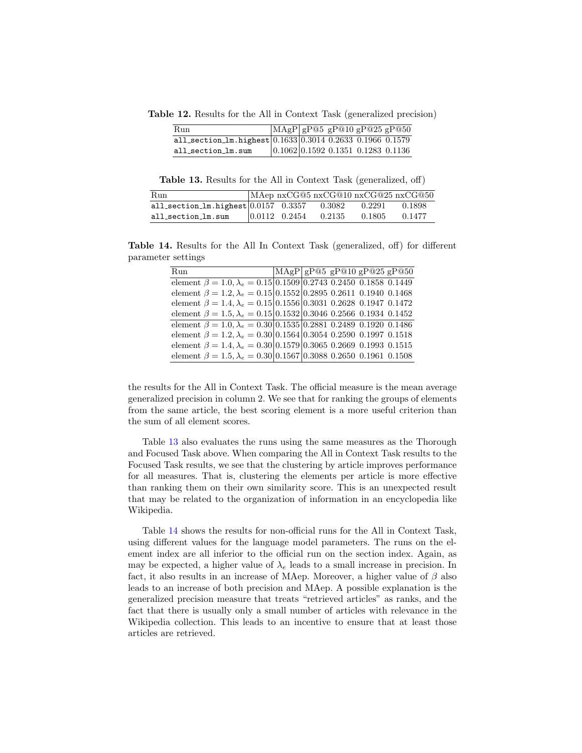**Table 12.** Results for the All in Context Task (generalized precision)

| Run | MAgP | gP@5 | gP@10 | gP@25 | gP@50 |
|---|---|---|---|---|---|
| all_section_lm.highest | 0.1633 | 0.3014 | 0.2633 | 0.1966 | 0.1579 |
| all_section_lm.sum | 0.1062 | 0.1592 | 0.1351 | 0.1283 | 0.1136 |

**Table 13.** Results for the All in Context Task (generalized, off)

| Run | MAep | nxCG@5 | nxCG@10 | nxCG@25 | nxCG@50 |
|---|---|---|---|---|---|
| all_section_lm.highest | 0.0157 | 0.3357 | 0.3082 | 0.2291 | 0.1898 |
| all_section_lm.sum | 0.0112 | 0.2454 | 0.2135 | 0.1805 | 0.1477 |

**Table 14.** Results for the All In Context Task (generalized, off) for different parameter settings

| Run | MAgP | gP@5 | gP@10 | gP@25 | gP@50 |
|---|---|---|---|---|---|
| element $\beta = 1.0, \lambda_e = 0.15$ | 0.1509 | 0.2743 | 0.2450 | 0.1858 | 0.1449 |
| element $\beta = 1.2, \lambda_e = 0.15$ | 0.1552 | 0.2895 | 0.2611 | 0.1940 | 0.1468 |
| element $\beta = 1.4, \lambda_e = 0.15$ | 0.1556 | 0.3031 | 0.2628 | 0.1947 | 0.1472 |
| element $\beta = 1.5, \lambda_e = 0.15$ | 0.1532 | 0.3046 | 0.2566 | 0.1934 | 0.1452 |
| element $\beta = 1.0, \lambda_e = 0.30$ | 0.1535 | 0.2881 | 0.2489 | 0.1920 | 0.1486 |
| element $\beta = 1.2, \lambda_e = 0.30$ | 0.1564 | 0.3054 | 0.2590 | 0.1997 | 0.1518 |
| element $\beta = 1.4, \lambda_e = 0.30$ | 0.1579 | 0.3065 | 0.2669 | 0.1993 | 0.1515 |
| element $\beta = 1.5, \lambda_e = 0.30$ | 0.1567 | 0.3088 | 0.2650 | 0.1961 | 0.1508 |

the results for the All in Context Task. The official measure is the mean average generalized precision in column 2. We see that for ranking the groups of elements from the same article, the best scoring element is a more useful criterion than the sum of all element scores.

Table 13 also evaluates the runs using the same measures as the Thorough and Focused Task above. When comparing the All in Context Task results to the Focused Task results, we see that the clustering by article improves performance for all measures. That is, clustering the elements per article is more effective than ranking them on their own similarity score. This is an unexpected result that may be related to the organization of information in an encyclopedia like Wikipedia.

Table 14 shows the results for non-official runs for the All in Context Task, using different values for the language model parameters. The runs on the element index are all inferior to the official run on the section index. Again, as may be expected, a higher value of $\lambda_e$ leads to a small increase in precision. In fact, it also results in an increase of MAep. Moreover, a higher value of $\beta$ also leads to an increase of both precision and MAep. A possible explanation is the generalized precision measure that treats "retrieved articles" as ranks, and the fact that there is usually only a small number of articles with relevance in the Wikipedia collection. This leads to an incentive to ensure that at least those articles are retrieved.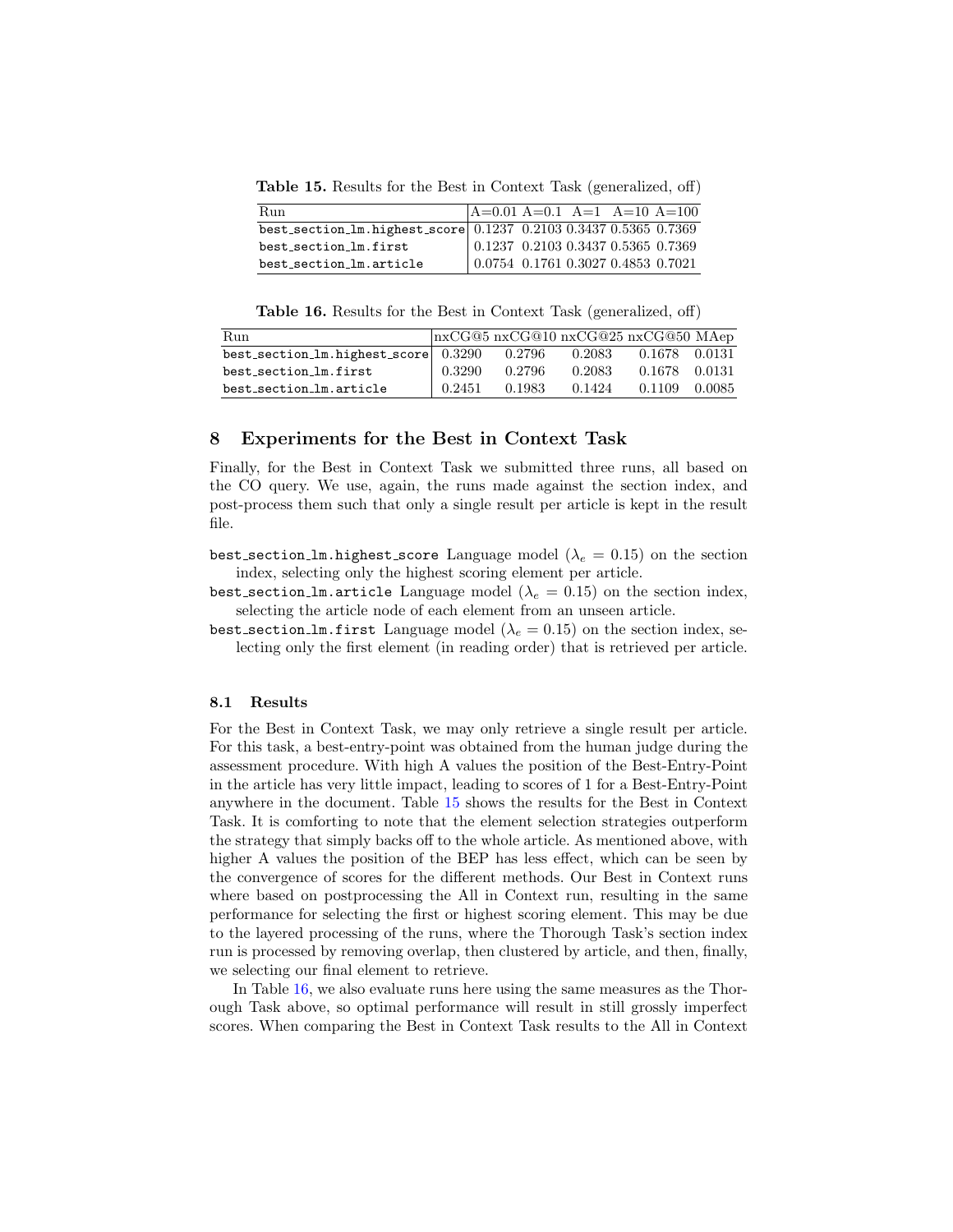**Table 15.** Results for the Best in Context Task (generalized, off)

| Run | A=0.01 | A=0.1 | A=1 | A=10 | A=100 |
|---|---|---|---|---|---|
| best_section_lm.highest_score | 0.1237 | 0.2103 | 0.3437 | 0.5365 | 0.7369 |
| best_section_lm.first | 0.1237 | 0.2103 | 0.3437 | 0.5365 | 0.7369 |
| best_section_lm.article | 0.0754 | 0.1761 | 0.3027 | 0.4853 | 0.7021 |

**Table 16.** Results for the Best in Context Task (generalized, off)

| Run | nxCG@5 | nxCG@10 | nxCG@25 | nxCG@50 | MAep |
|---|---|---|---|---|---|
| best_section_lm.highest_score | 0.3290 | 0.2796 | 0.2083 | 0.1678 | 0.0131 |
| best_section_lm.first | 0.3290 | 0.2796 | 0.2083 | 0.1678 | 0.0131 |
| best_section_lm.article | 0.2451 | 0.1983 | 0.1424 | 0.1109 | 0.0085 |

## 8 Experiments for the Best in Context Task

Finally, for the Best in Context Task we submitted three runs, all based on the CO query. We use, again, the runs made against the section index, and post-process them such that only a single result per article is kept in the result file.

- `best_section_lm.highest_score` Language model ($\lambda_e = 0.15$) on the section index, selecting only the highest scoring element per article.
- `best_section_lm.article` Language model ($\lambda_e = 0.15$) on the section index, selecting the article node of each element from an unseen article.
- `best_section_lm.first` Language model ($\lambda_e = 0.15$) on the section index, selecting only the first element (in reading order) that is retrieved per article.

### 8.1 Results

For the Best in Context Task, we may only retrieve a single result per article. For this task, a best-entry-point was obtained from the human judge during the assessment procedure. With high A values the position of the Best-Entry-Point in the article has very little impact, leading to scores of 1 for a Best-Entry-Point anywhere in the document. Table 15 shows the results for the Best in Context Task. It is comforting to note that the element selection strategies outperform the strategy that simply backs off to the whole article. As mentioned above, with higher A values the position of the BEP has less effect, which can be seen by the convergence of scores for the different methods. Our Best in Context runs where based on postprocessing the All in Context run, resulting in the same performance for selecting the first or highest scoring element. This may be due to the layered processing of the runs, where the Thorough Task's section index run is processed by removing overlap, then clustered by article, and then, finally, we selecting our final element to retrieve.

In Table 16, we also evaluate runs here using the same measures as the Thorough Task above, so optimal performance will result in still grossly imperfect scores. When comparing the Best in Context Task results to the All in Context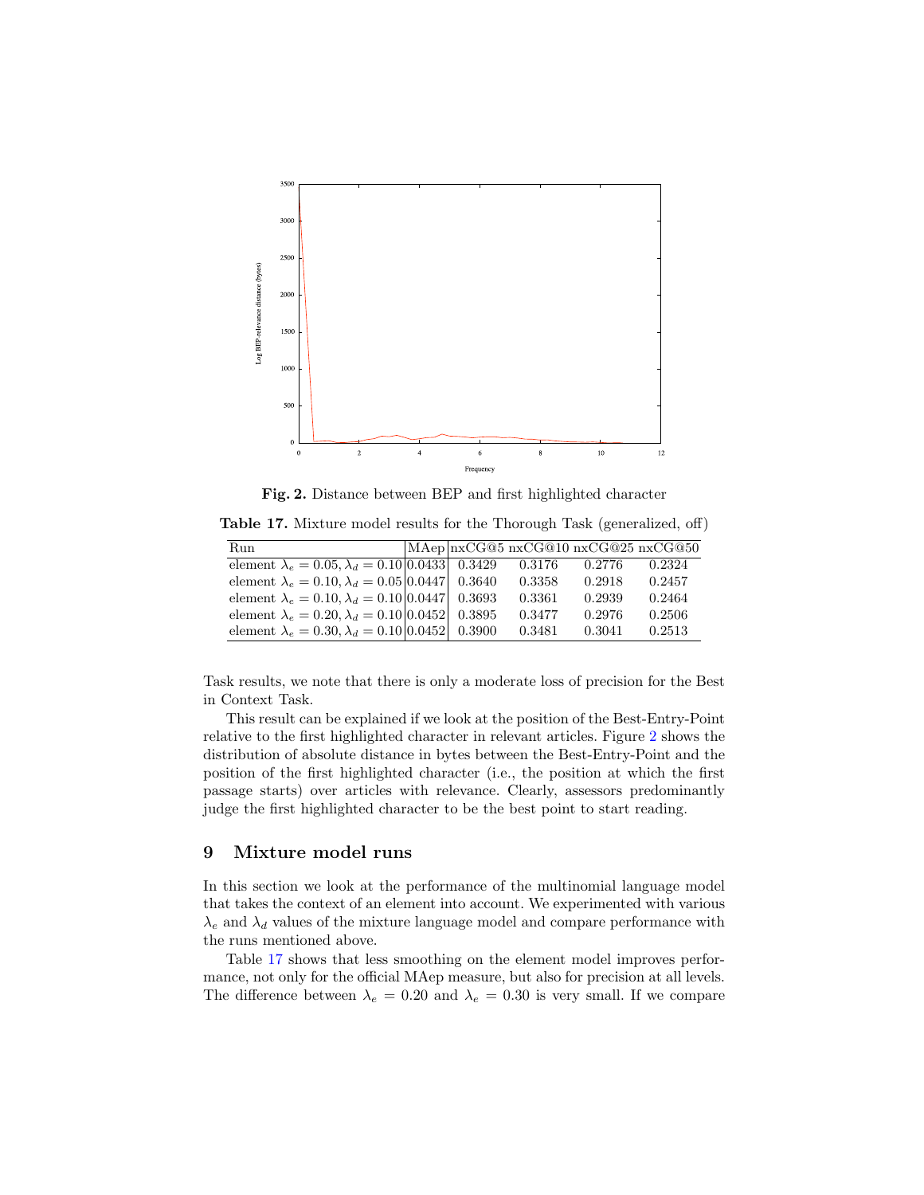**Fig. 2.** Distance between BEP and first highlighted character

**Table 17.** Mixture model results for the Thorough Task (generalized, off)

| Run | MAep | nxCG@5 | nxCG@10 | nxCG@25 | nxCG@50 |
|---|---|---|---|---|---|
| element $\lambda_e = 0.05, \lambda_d = 0.10$ | 0.0433 | 0.3429 | 0.3176 | 0.2776 | 0.2324 |
| element $\lambda_e = 0.10, \lambda_d = 0.05$ | 0.0447 | 0.3640 | 0.3358 | 0.2918 | 0.2457 |
| element $\lambda_e = 0.10, \lambda_d = 0.10$ | 0.0447 | 0.3693 | 0.3361 | 0.2939 | 0.2464 |
| element $\lambda_e = 0.20, \lambda_d = 0.10$ | 0.0452 | 0.3895 | 0.3477 | 0.2976 | 0.2506 |
| element $\lambda_e = 0.30, \lambda_d = 0.10$ | 0.0452 | 0.3900 | 0.3481 | 0.3041 | 0.2513 |

Task results, we note that there is only a moderate loss of precision for the Best in Context Task.

This result can be explained if we look at the position of the Best-Entry-Point relative to the first highlighted character in relevant articles. Figure 2 shows the distribution of absolute distance in bytes between the Best-Entry-Point and the position of the first highlighted character (i.e., the position at which the first passage starts) over articles with relevance. Clearly, assessors predominantly judge the first highlighted character to be the best point to start reading.

## 9 Mixture model runs

In this section we look at the performance of the multinomial language model that takes the context of an element into account. We experimented with various $\lambda_e$ and $\lambda_d$ values of the mixture language model and compare performance with the runs mentioned above.

Table 17 shows that less smoothing on the element model improves performance, not only for the official MAep measure, but also for precision at all levels. The difference between $\lambda_e = 0.20$ and $\lambda_e = 0.30$ is very small. If we compare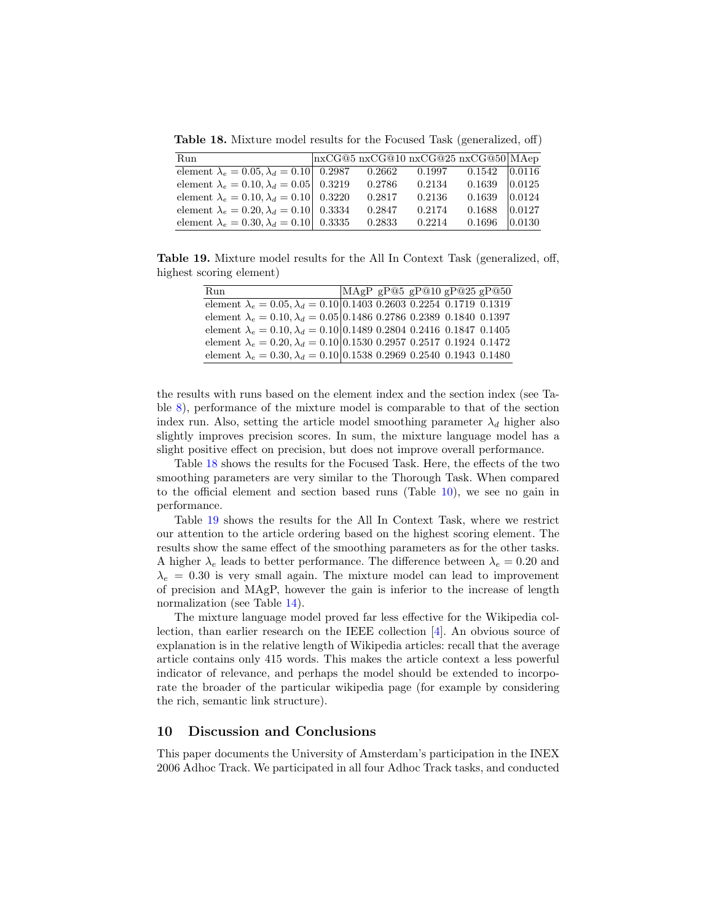**Table 18.** Mixture model results for the Focused Task (generalized, off)

| Run | nxCG@5 | nxCG@10 | nxCG@25 | nxCG@50 | MAep |
|---|---|---|---|---|---|
| element $\lambda_e = 0.05, \lambda_d = 0.10$ | 0.2987 | 0.2662 | 0.1997 | 0.1542 | 0.0116 |
| element $\lambda_e = 0.10, \lambda_d = 0.05$ | 0.3219 | 0.2786 | 0.2134 | 0.1639 | 0.0125 |
| element $\lambda_e = 0.10, \lambda_d = 0.10$ | 0.3220 | 0.2817 | 0.2136 | 0.1639 | 0.0124 |
| element $\lambda_e = 0.20, \lambda_d = 0.10$ | 0.3334 | 0.2847 | 0.2174 | 0.1688 | 0.0127 |
| element $\lambda_e = 0.30, \lambda_d = 0.10$ | 0.3335 | 0.2833 | 0.2214 | 0.1696 | 0.0130 |

**Table 19.** Mixture model results for the All In Context Task (generalized, off, highest scoring element)

| Run | MAgP | gP@5 | gP@10 | gP@25 | gP@50 |
|---|---|---|---|---|---|
| element $\lambda_e = 0.05, \lambda_d = 0.10$ | 0.1403 | 0.2603 | 0.2254 | 0.1719 | 0.1319 |
| element $\lambda_e = 0.10, \lambda_d = 0.05$ | 0.1486 | 0.2786 | 0.2389 | 0.1840 | 0.1397 |
| element $\lambda_e = 0.10, \lambda_d = 0.10$ | 0.1489 | 0.2804 | 0.2416 | 0.1847 | 0.1405 |
| element $\lambda_e = 0.20, \lambda_d = 0.10$ | 0.1530 | 0.2957 | 0.2517 | 0.1924 | 0.1472 |
| element $\lambda_e = 0.30, \lambda_d = 0.10$ | 0.1538 | 0.2969 | 0.2540 | 0.1943 | 0.1480 |

the results with runs based on the element index and the section index (see Table 8), performance of the mixture model is comparable to that of the section index run. Also, setting the article model smoothing parameter $\lambda_d$ higher also slightly improves precision scores. In sum, the mixture language model has a slight positive effect on precision, but does not improve overall performance.

Table 18 shows the results for the Focused Task. Here, the effects of the two smoothing parameters are very similar to the Thorough Task. When compared to the official element and section based runs (Table 10), we see no gain in performance.

Table 19 shows the results for the All In Context Task, where we restrict our attention to the article ordering based on the highest scoring element. The results show the same effect of the smoothing parameters as for the other tasks. A higher $\lambda_e$ leads to better performance. The difference between $\lambda_e = 0.20$ and $\lambda_e = 0.30$ is very small again. The mixture model can lead to improvement of precision and MAgP, however the gain is inferior to the increase of length normalization (see Table 14).

The mixture language model proved far less effective for the Wikipedia collection, than earlier research on the IEEE collection [4]. An obvious source of explanation is in the relative length of Wikipedia articles: recall that the average article contains only 415 words. This makes the article context a less powerful indicator of relevance, and perhaps the model should be extended to incorporate the broader of the particular wikipedia page (for example by considering the rich, semantic link structure).

## 10 Discussion and Conclusions

This paper documents the University of Amsterdam's participation in the INEX 2006 Adhoc Track. We participated in all four Adhoc Track tasks, and conducted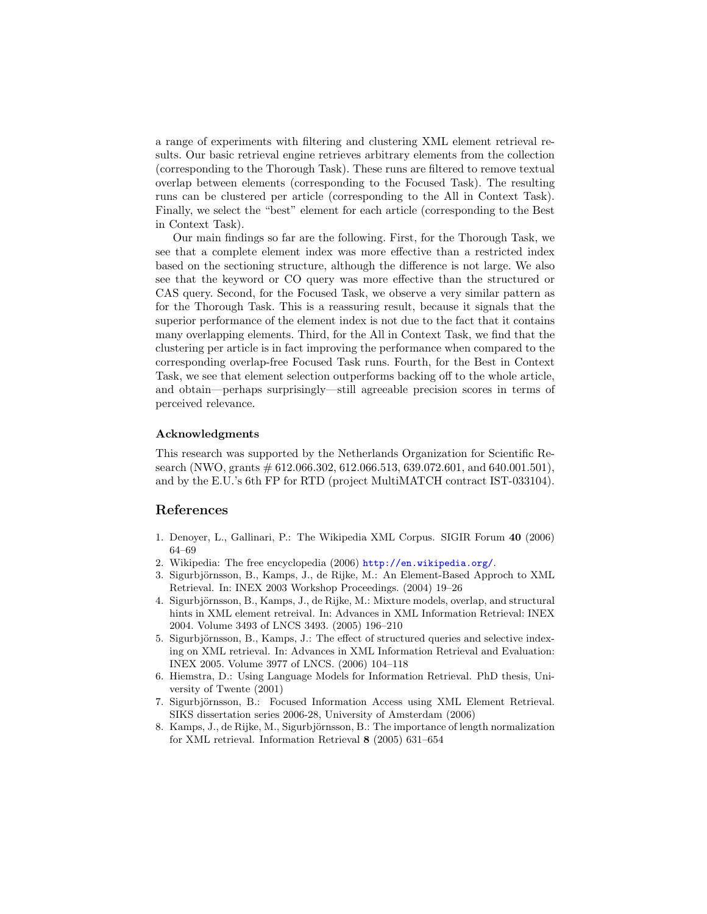a range of experiments with filtering and clustering XML element retrieval results. Our basic retrieval engine retrieves arbitrary elements from the collection (corresponding to the Thorough Task). These runs are filtered to remove textual overlap between elements (corresponding to the Focused Task). The resulting runs can be clustered per article (corresponding to the All in Context Task). Finally, we select the "best" element for each article (corresponding to the Best in Context Task).

Our main findings so far are the following. First, for the Thorough Task, we see that a complete element index was more effective than a restricted index based on the sectioning structure, although the difference is not large. We also see that the keyword or CO query was more effective than the structured or CAS query. Second, for the Focused Task, we observe a very similar pattern as for the Thorough Task. This is a reassuring result, because it signals that the superior performance of the element index is not due to the fact that it contains many overlapping elements. Third, for the All in Context Task, we find that the clustering per article is in fact improving the performance when compared to the corresponding overlap-free Focused Task runs. Fourth, for the Best in Context Task, we see that element selection outperforms backing off to the whole article, and obtain—perhaps surprisingly—still agreeable precision scores in terms of perceived relevance.

### Acknowledgments

This research was supported by the Netherlands Organization for Scientific Research (NWO, grants # 612.066.302, 612.066.513, 639.072.601, and 640.001.501), and by the E.U.'s 6th FP for RTD (project MultiMATCH contract IST-033104).

## References

1. Denoyer, L., Gallinari, P.: The Wikipedia XML Corpus. SIGIR Forum **40** (2006) 64–69
2. Wikipedia: The free encyclopedia (2006) http://en.wikipedia.org/.
3. Sigurbjörnsson, B., Kamps, J., de Rijke, M.: An Element-Based Approch to XML Retrieval. In: INEX 2003 Workshop Proceedings. (2004) 19–26
4. Sigurbjörnsson, B., Kamps, J., de Rijke, M.: Mixture models, overlap, and structural hints in XML element retreival. In: Advances in XML Information Retrieval: INEX 2004. Volume 3493 of LNCS 3493. (2005) 196–210
5. Sigurbjörnsson, B., Kamps, J.: The effect of structured queries and selective indexing on XML retrieval. In: Advances in XML Information Retrieval and Evaluation: INEX 2005. Volume 3977 of LNCS. (2006) 104–118
6. Hiemstra, D.: Using Language Models for Information Retrieval. PhD thesis, University of Twente (2001)
7. Sigurbjörnsson, B.: Focused Information Access using XML Element Retrieval. SIKS dissertation series 2006-28, University of Amsterdam (2006)
8. Kamps, J., de Rijke, M., Sigurbjörnsson, B.: The importance of length normalization for XML retrieval. Information Retrieval **8** (2005) 631–654